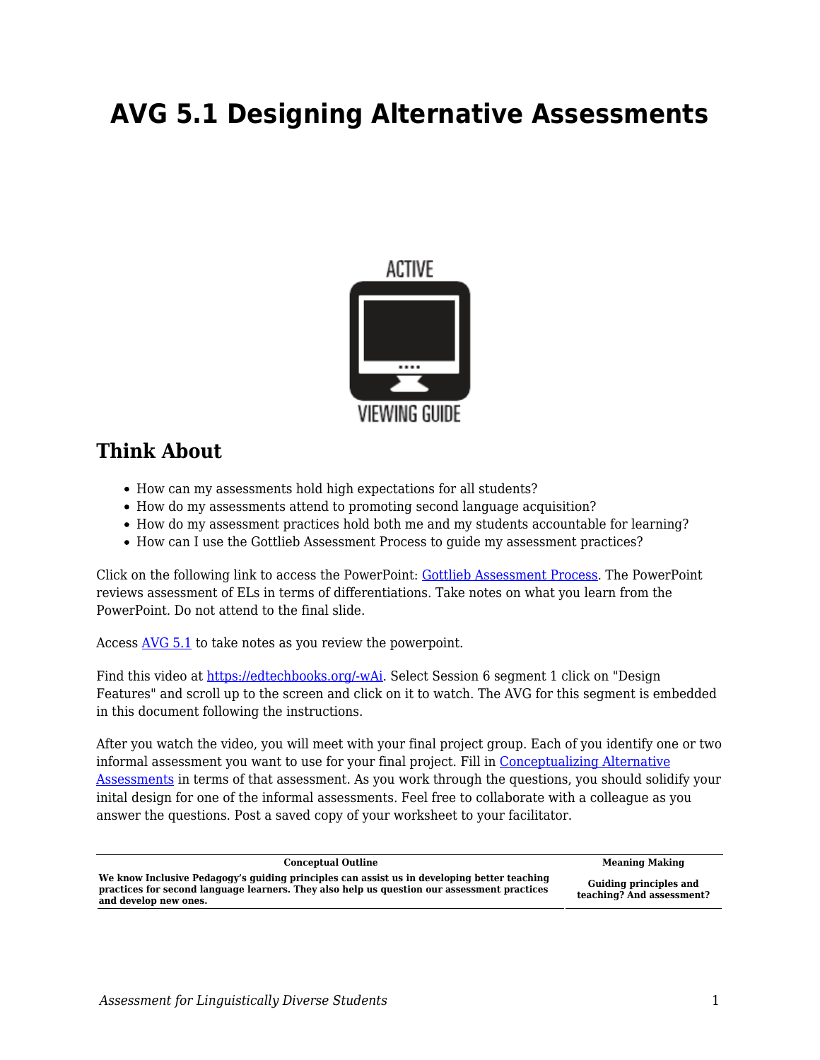# AVG 5.1 Designing Alternative Assessments

## Think About

- How can my assessments hold high expectations for all students?
- How do my assessments attend to promoting second language acquisition?
- How do my assessment practices hold both me and my students accountable for learning?
- How can I use the Gottlieb Assessment Process to guide my assessment practices?

Click on the following link to access the PowerPoint: Gottlieb Assessment Process. The PowerPoint reviews assessment of ELs in terms of differentiations. Take notes on what you learn from the PowerPoint. Do not attend to the final slide.

Access AVG 5.1 to take notes as you review the powerpoint.

Find this video at https://edtechbooks.org/-wAi. Select Session 6 segment 1 click on "Design Features" and scroll up to the screen and click on it to watch. The AVG for this segment is embedded in this document following the instructions.

After you watch the video, you will meet with your final project group. Each of you identify one or two informal assessment you want to use for your final project. Fill in Conceptualizing Alternative Assessments in terms of that assessment. As you work through the questions, you should solidify your inital design for one of the informal assessments. Feel free to collaborate with a colleague as you answer the questions. Post a saved copy of your worksheet to your facilitator.

| Conceptual Outline | Meaning Making |
| --- | --- |
| **We know Inclusive Pedagogy's guiding principles can assist us in developing better teaching practices for second language learners. They also help us question our assessment practices and develop new ones.** | **Guiding principles and teaching? And assessment?** |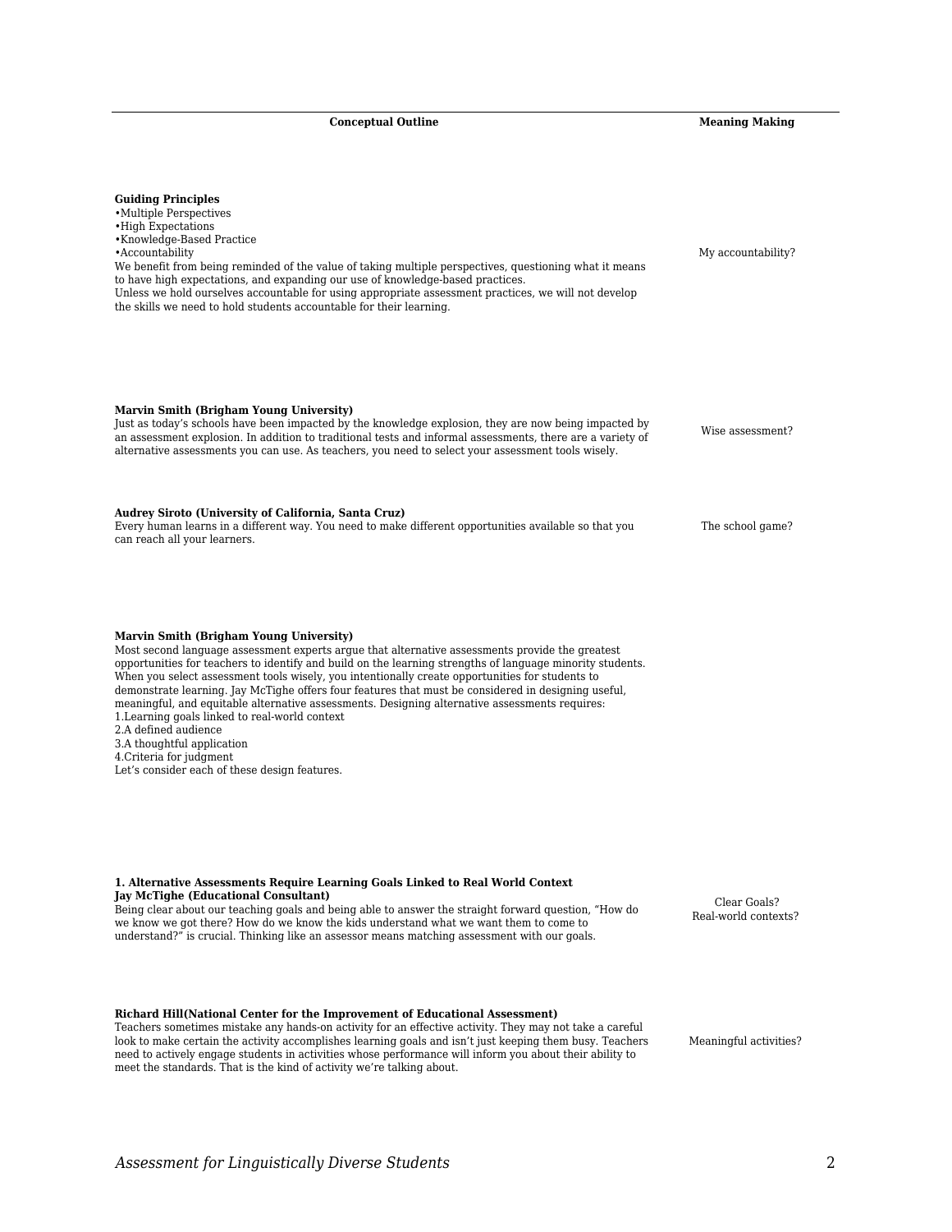| Conceptual Outline | Meaning Making |
|---|---|
| **Guiding Principles**<br>•Multiple Perspectives<br>•High Expectations<br>•Knowledge-Based Practice<br>•Accountability<br>We benefit from being reminded of the value of taking multiple perspectives, questioning what it means to have high expectations, and expanding our use of knowledge-based practices.<br>Unless we hold ourselves accountable for using appropriate assessment practices, we will not develop the skills we need to hold students accountable for their learning. | My accountability? |
| **Marvin Smith (Brigham Young University)**<br>Just as today's schools have been impacted by the knowledge explosion, they are now being impacted by an assessment explosion. In addition to traditional tests and informal assessments, there are a variety of alternative assessments you can use. As teachers, you need to select your assessment tools wisely. | Wise assessment? |
| **Audrey Siroto (University of California, Santa Cruz)**<br>Every human learns in a different way. You need to make different opportunities available so that you can reach all your learners. | The school game? |
| **Marvin Smith (Brigham Young University)**<br>Most second language assessment experts argue that alternative assessments provide the greatest opportunities for teachers to identify and build on the learning strengths of language minority students. When you select assessment tools wisely, you intentionally create opportunities for students to demonstrate learning. Jay McTighe offers four features that must be considered in designing useful, meaningful, and equitable alternative assessments. Designing alternative assessments requires:<br>1.Learning goals linked to real-world context<br>2.A defined audience<br>3.A thoughtful application<br>4.Criteria for judgment<br>Let's consider each of these design features. | |
| **1. Alternative Assessments Require Learning Goals Linked to Real World Context**<br>**Jay McTighe (Educational Consultant)**<br>Being clear about our teaching goals and being able to answer the straight forward question, "How do we know we got there? How do we know the kids understand what we want them to come to understand?" is crucial. Thinking like an assessor means matching assessment with our goals. | Clear Goals?<br>Real-world contexts? |
| **Richard Hill(National Center for the Improvement of Educational Assessment)**<br>Teachers sometimes mistake any hands-on activity for an effective activity. They may not take a careful look to make certain the activity accomplishes learning goals and isn't just keeping them busy. Teachers need to actively engage students in activities whose performance will inform you about their ability to meet the standards. That is the kind of activity we're talking about. | Meaningful activities? |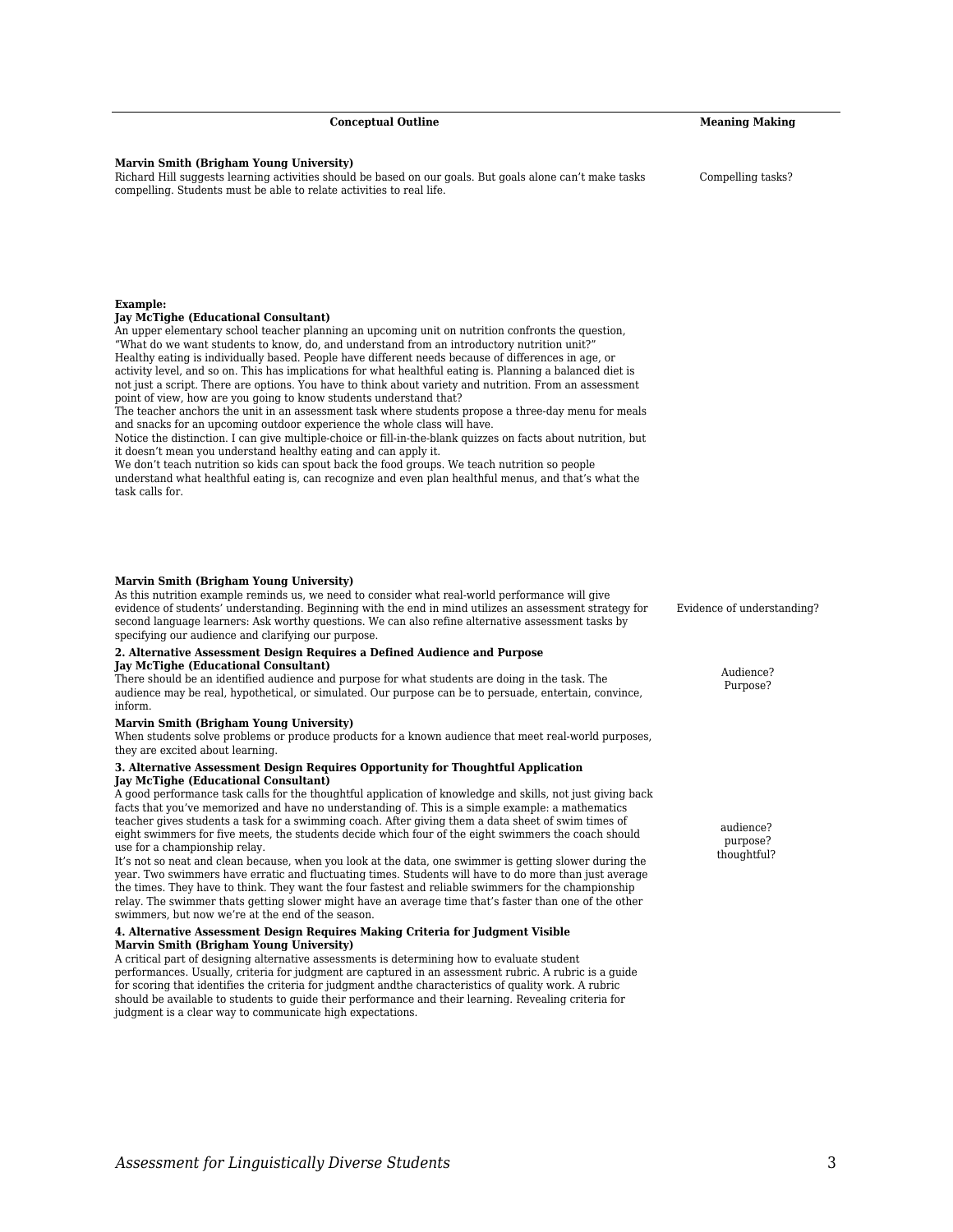| Conceptual Outline | Meaning Making |
|---|---|
| **Marvin Smith (Brigham Young University)**<br>Richard Hill suggests learning activities should be based on our goals. But goals alone can't make tasks compelling. Students must be able to relate activities to real life. | Compelling tasks? |
| **Example:**<br>**Jay McTighe (Educational Consultant)**<br>An upper elementary school teacher planning an upcoming unit on nutrition confronts the question, "What do we want students to know, do, and understand from an introductory nutrition unit?"<br>Healthy eating is individually based. People have different needs because of differences in age, or activity level, and so on. This has implications for what healthful eating is. Planning a balanced diet is not just a script. There are options. You have to think about variety and nutrition. From an assessment point of view, how are you going to know students understand that?<br>The teacher anchors the unit in an assessment task where students propose a three-day menu for meals and snacks for an upcoming outdoor experience the whole class will have.<br>Notice the distinction. I can give multiple-choice or fill-in-the-blank quizzes on facts about nutrition, but it doesn't mean you understand healthy eating and can apply it.<br>We don't teach nutrition so kids can spout back the food groups. We teach nutrition so people understand what healthful eating is, can recognize and even plan healthful menus, and that's what the task calls for. | |
| **Marvin Smith (Brigham Young University)**<br>As this nutrition example reminds us, we need to consider what real-world performance will give evidence of students' understanding. Beginning with the end in mind utilizes an assessment strategy for second language learners: Ask worthy questions. We can also refine alternative assessment tasks by specifying our audience and clarifying our purpose. | Evidence of understanding? |
| **2. Alternative Assessment Design Requires a Defined Audience and Purpose**<br>**Jay McTighe (Educational Consultant)**<br>There should be an identified audience and purpose for what students are doing in the task. The audience may be real, hypothetical, or simulated. Our purpose can be to persuade, entertain, convince, inform. | Audience?<br>Purpose? |
| **Marvin Smith (Brigham Young University)**<br>When students solve problems or produce products for a known audience that meet real-world purposes, they are excited about learning. | |
| **3. Alternative Assessment Design Requires Opportunity for Thoughtful Application**<br>**Jay McTighe (Educational Consultant)**<br>A good performance task calls for the thoughtful application of knowledge and skills, not just giving back facts that you've memorized and have no understanding of. This is a simple example: a mathematics teacher gives students a task for a swimming coach. After giving them a data sheet of swim times of eight swimmers for five meets, the students decide which four of the eight swimmers the coach should use for a championship relay.<br>It's not so neat and clean because, when you look at the data, one swimmer is getting slower during the year. Two swimmers have erratic and fluctuating times. Students will have to do more than just average the times. They have to think. They want the four fastest and reliable swimmers for the championship relay. The swimmer thats getting slower might have an average time that's faster than one of the other swimmers, but now we're at the end of the season. | audience?<br>purpose?<br>thoughtful? |
| **4. Alternative Assessment Design Requires Making Criteria for Judgment Visible**<br>**Marvin Smith (Brigham Young University)**<br>A critical part of designing alternative assessments is determining how to evaluate student performances. Usually, criteria for judgment are captured in an assessment rubric. A rubric is a guide for scoring that identifies the criteria for judgment andthe characteristics of quality work. A rubric should be available to students to guide their performance and their learning. Revealing criteria for judgment is a clear way to communicate high expectations. | |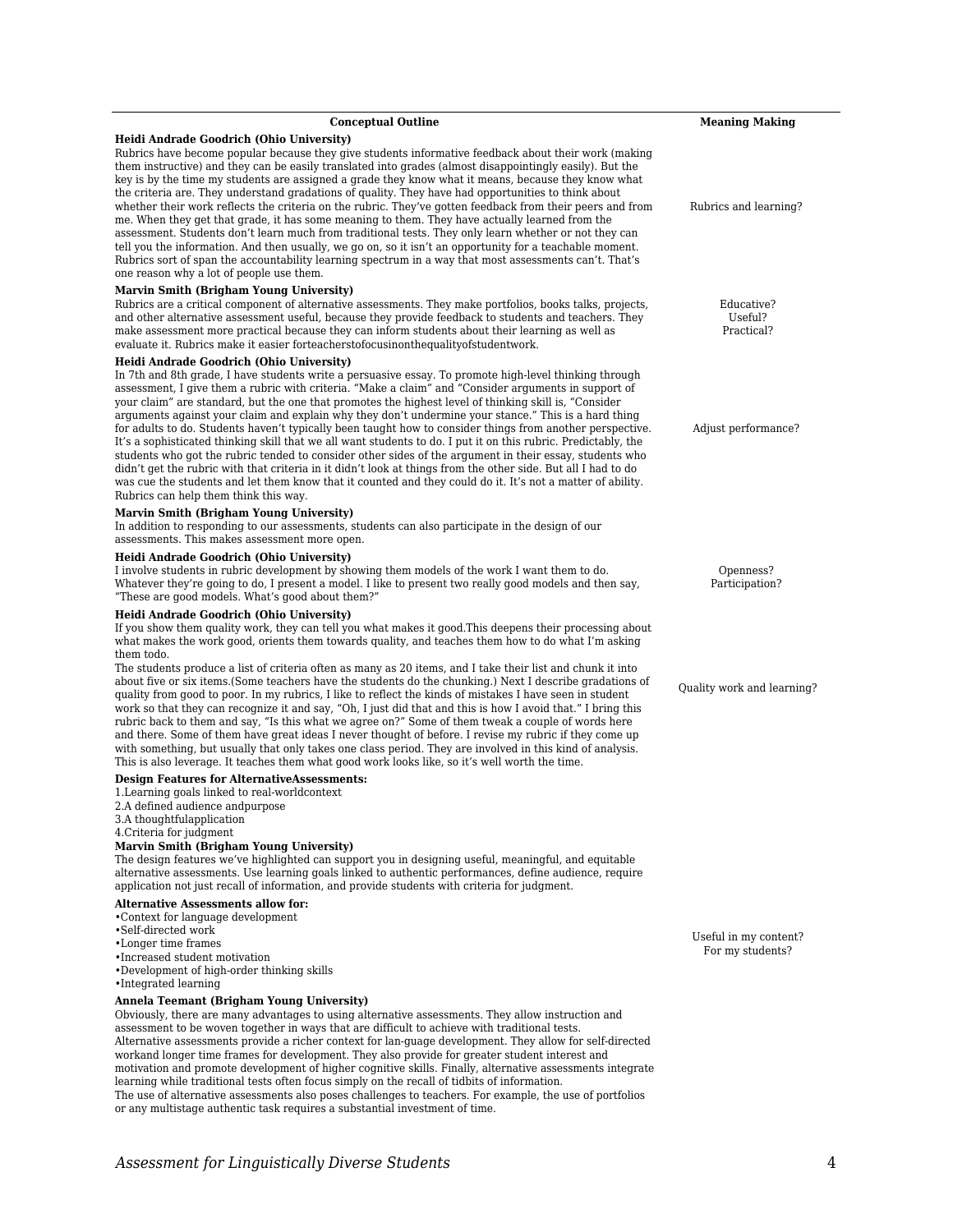| Conceptual Outline | Meaning Making |
|---|---|
| **Heidi Andrade Goodrich (Ohio University)**<br>Rubrics have become popular because they give students informative feedback about their work (making them instructive) and they can be easily translated into grades (almost disappointingly easily). But the key is by the time my students are assigned a grade they know what it means, because they know what the criteria are. They understand gradations of quality. They have had opportunities to think about whether their work reflects the criteria on the rubric. They've gotten feedback from their peers and from me. When they get that grade, it has some meaning to them. They have actually learned from the assessment. Students don't learn much from traditional tests. They only learn whether or not they can tell you the information. And then usually, we go on, so it isn't an opportunity for a teachable moment. Rubrics sort of span the accountability learning spectrum in a way that most assessments can't. That's one reason why a lot of people use them. | Rubrics and learning? |
| **Marvin Smith (Brigham Young University)**<br>Rubrics are a critical component of alternative assessments. They make portfolios, books talks, projects, and other alternative assessment useful, because they provide feedback to students and teachers. They make assessment more practical because they can inform students about their learning as well as evaluate it. Rubrics make it easier forteacherstofocusonthequalityofstudentwork. | Educative?<br>Useful?<br>Practical? |
| **Heidi Andrade Goodrich (Ohio University)**<br>In 7th and 8th grade, I have students write a persuasive essay. To promote high-level thinking through assessment, I give them a rubric with criteria. "Make a claim" and "Consider arguments in support of your claim" are standard, but the one that promotes the highest level of thinking skill is, "Consider arguments against your claim and explain why they don't undermine your stance." This is a hard thing for adults to do. Students haven't typically been taught how to consider things from another perspective. It's a sophisticated thinking skill that we all want students to do. I put it on this rubric. Predictably, the students who got the rubric tended to consider other sides of the argument in their essay, students who didn't get the rubric with that criteria in it didn't look at things from the other side. But all I had to do was cue the students and let them know that it counted and they could do it. It's not a matter of ability. Rubrics can help them think this way. | Adjust performance? |
| **Marvin Smith (Brigham Young University)**<br>In addition to responding to our assessments, students can also participate in the design of our assessments. This makes assessment more open.<br>**Heidi Andrade Goodrich (Ohio University)**<br>I involve students in rubric development by showing them models of the work I want them to do. Whatever they're going to do, I present a model. I like to present two really good models and then say, "These are good models. What's good about them?" | Openness?<br>Participation? |
| **Heidi Andrade Goodrich (Ohio University)**<br>If you show them quality work, they can tell you what makes it good.This deepens their processing about what makes the work good, orients them towards quality, and teaches them how to do what I'm asking them todo.<br>The students produce a list of criteria often as many as 20 items, and I take their list and chunk it into about five or six items.(Some teachers have the students do the chunking.) Next I describe gradations of quality from good to poor. In my rubrics, I like to reflect the kinds of mistakes I have seen in student work so that they can recognize it and say, "Oh, I just did that and this is how I avoid that." I bring this rubric back to them and say, "Is this what we agree on?" Some of them tweak a couple of words here and there. Some of them have great ideas I never thought of before. I revise my rubric if they come up with something, but usually that only takes one class period. They are involved in this kind of analysis. This is also leverage. It teaches them what good work looks like, so it's well worth the time. | Quality work and learning? |
| **Design Features for AlternativeAssessments:**<br>1.Learning goals linked to real-worldcontext<br>2.A defined audience andpurpose<br>3.A thoughtfulapplication<br>4.Criteria for judgment<br>**Marvin Smith (Brigham Young University)**<br>The design features we've highlighted can support you in designing useful, meaningful, and equitable alternative assessments. Use learning goals linked to authentic performances, define audience, require application not just recall of information, and provide students with criteria for judgment. | |
| **Alternative Assessments allow for:**<br>•Context for language development<br>•Self-directed work<br>•Longer time frames<br>•Increased student motivation<br>•Development of high-order thinking skills<br>•Integrated learning | Useful in my content?<br>For my students? |
| **Annela Teemant (Brigham Young University)**<br>Obviously, there are many advantages to using alternative assessments. They allow instruction and assessment to be woven together in ways that are difficult to achieve with traditional tests.<br>Alternative assessments provide a richer context for lan-guage development. They allow for self-directed workand longer time frames for development. They also provide for greater student interest and motivation and promote development of higher cognitive skills. Finally, alternative assessments integrate learning while traditional tests often focus simply on the recall of tidbits of information.<br>The use of alternative assessments also poses challenges to teachers. For example, the use of portfolios or any multistage authentic task requires a substantial investment of time. | |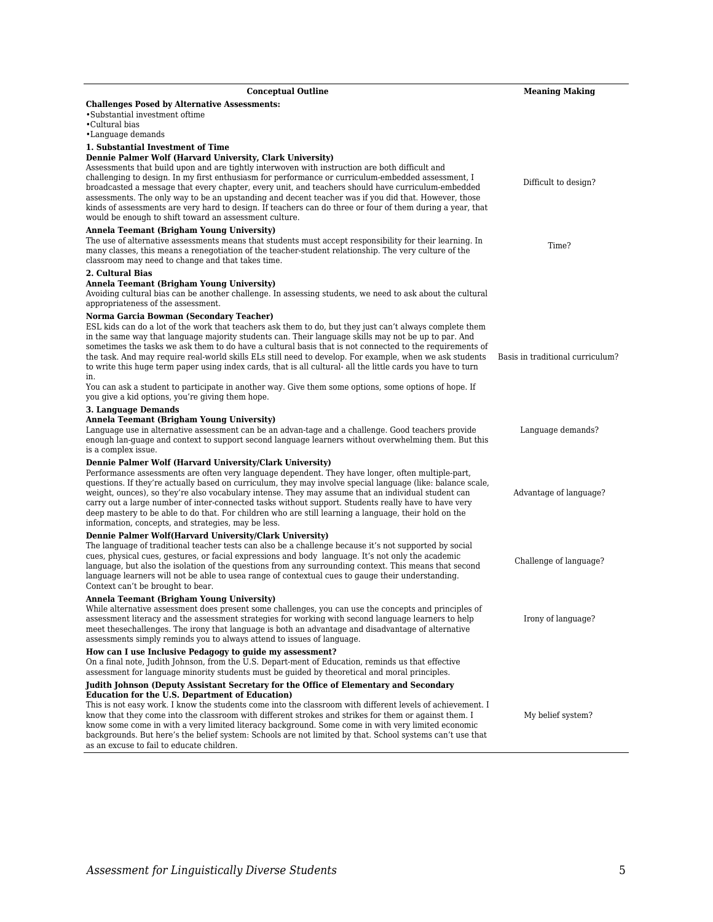| Conceptual Outline | Meaning Making |
|---|---|
| **Challenges Posed by Alternative Assessments:**<br>•Substantial investment oftime<br>•Cultural bias<br>•Language demands | |
| **1. Substantial Investment of Time**<br>**Dennie Palmer Wolf (Harvard University, Clark University)**<br>Assessments that build upon and are tightly interwoven with instruction are both difficult and challenging to design. In my first enthusiasm for performance or curriculum-embedded assessment, I broadcasted a message that every chapter, every unit, and teachers should have curriculum-embedded assessments. The only way to be an upstanding and decent teacher was if you did that. However, those kinds of assessments are very hard to design. If teachers can do three or four of them during a year, that would be enough to shift toward an assessment culture. | Difficult to design? |
| **Annela Teemant (Brigham Young University)**<br>The use of alternative assessments means that students must accept responsibility for their learning. In many classes, this means a renegotiation of the teacher-student relationship. The very culture of the classroom may need to change and that takes time. | Time? |
| **2. Cultural Bias**<br>**Annela Teemant (Brigham Young University)**<br>Avoiding cultural bias can be another challenge. In assessing students, we need to ask about the cultural appropriateness of the assessment. | |
| **Norma Garcia Bowman (Secondary Teacher)**<br>ESL kids can do a lot of the work that teachers ask them to do, but they just can't always complete them in the same way that language majority students can. Their language skills may not be up to par. And sometimes the tasks we ask them to do have a cultural basis that is not connected to the requirements of the task. And may require real-world skills ELs still need to develop. For example, when we ask students to write this huge term paper using index cards, that is all cultural- all the little cards you have to turn in.<br>You can ask a student to participate in another way. Give them some options, some options of hope. If you give a kid options, you're giving them hope. | Basis in traditional curriculum? |
| **3. Language Demands**<br>**Annela Teemant (Brigham Young University)**<br>Language use in alternative assessment can be an advan-tage and a challenge. Good teachers provide enough lan-guage and context to support second language learners without overwhelming them. But this is a complex issue. | Language demands? |
| **Dennie Palmer Wolf (Harvard University/Clark University)**<br>Performance assessments are often very language dependent. They have longer, often multiple-part, questions. If they're actually based on curriculum, they may involve special language (like: balance scale, weight, ounces), so they're also vocabulary intense. They may assume that an individual student can carry out a large number of inter-connected tasks without support. Students really have to have very deep mastery to be able to do that. For children who are still learning a language, their hold on the information, concepts, and strategies, may be less. | Advantage of language? |
| **Dennie Palmer Wolf(Harvard University/Clark University)**<br>The language of traditional teacher tests can also be a challenge because it's not supported by social cues, physical cues, gestures, or facial expressions and body language. It's not only the academic language, but also the isolation of the questions from any surrounding context. This means that second language learners will not be able to usea range of contextual cues to gauge their understanding. Context can't be brought to bear. | Challenge of language? |
| **Annela Teemant (Brigham Young University)**<br>While alternative assessment does present some challenges, you can use the concepts and principles of assessment literacy and the assessment strategies for working with second language learners to help meet thesechallenges. The irony that language is both an advantage and disadvantage of alternative assessments simply reminds you to always attend to issues of language. | Irony of language? |
| **How can I use Inclusive Pedagogy to guide my assessment?**<br>On a final note, Judith Johnson, from the U.S. Depart-ment of Education, reminds us that effective assessment for language minority students must be guided by theoretical and moral principles. | |
| **Judith Johnson (Deputy Assistant Secretary for the Office of Elementary and Secondary Education for the U.S. Department of Education)**<br>This is not easy work. I know the students come into the classroom with different levels of achievement. I know that they come into the classroom with different strokes and strikes for them or against them. I know some come in with a very limited literacy background. Some come in with very limited economic backgrounds. But here's the belief system: Schools are not limited by that. School systems can't use that as an excuse to fail to educate children. | My belief system? |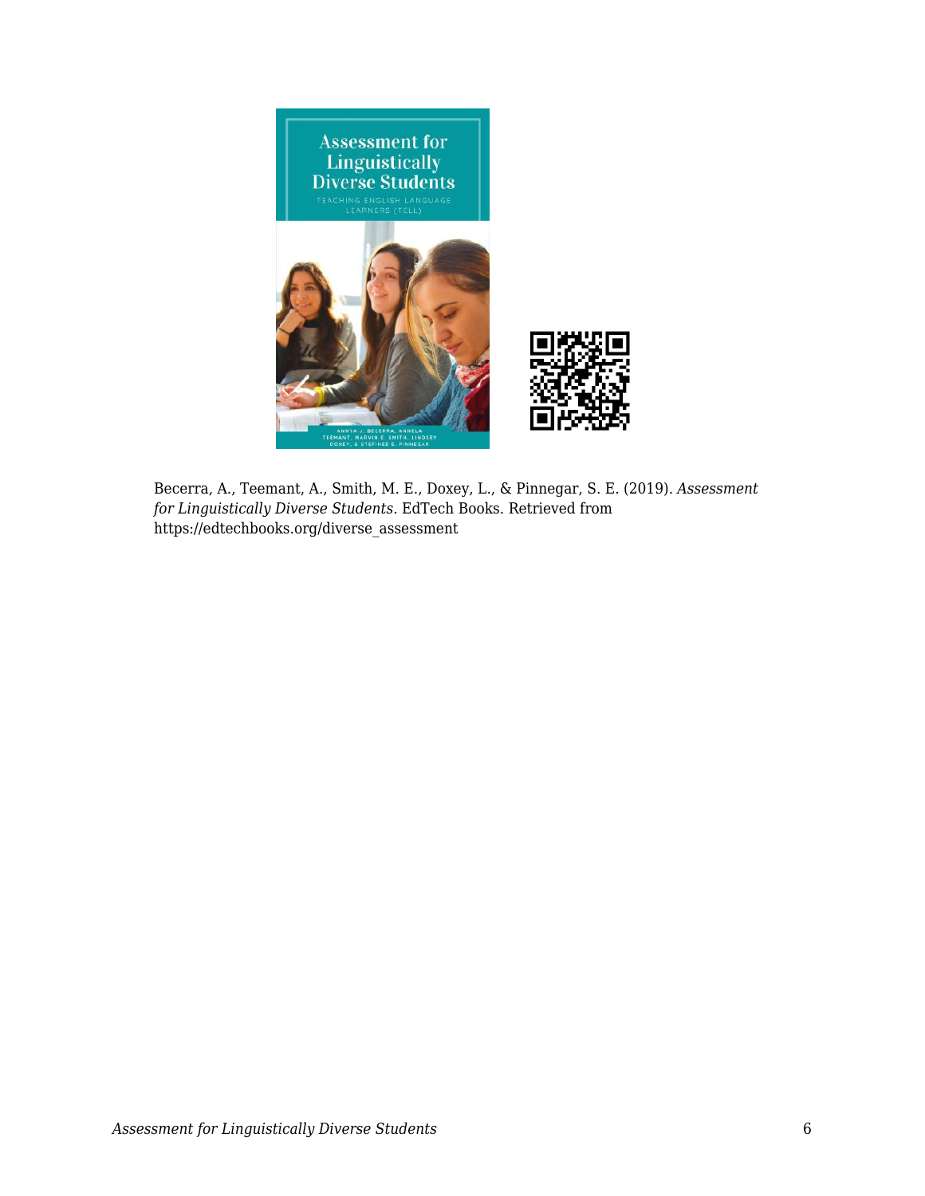Becerra, A., Teemant, A., Smith, M. E., Doxey, L., & Pinnegar, S. E. (2019). *Assessment for Linguistically Diverse Students*. EdTech Books. Retrieved from https://edtechbooks.org/diverse_assessment